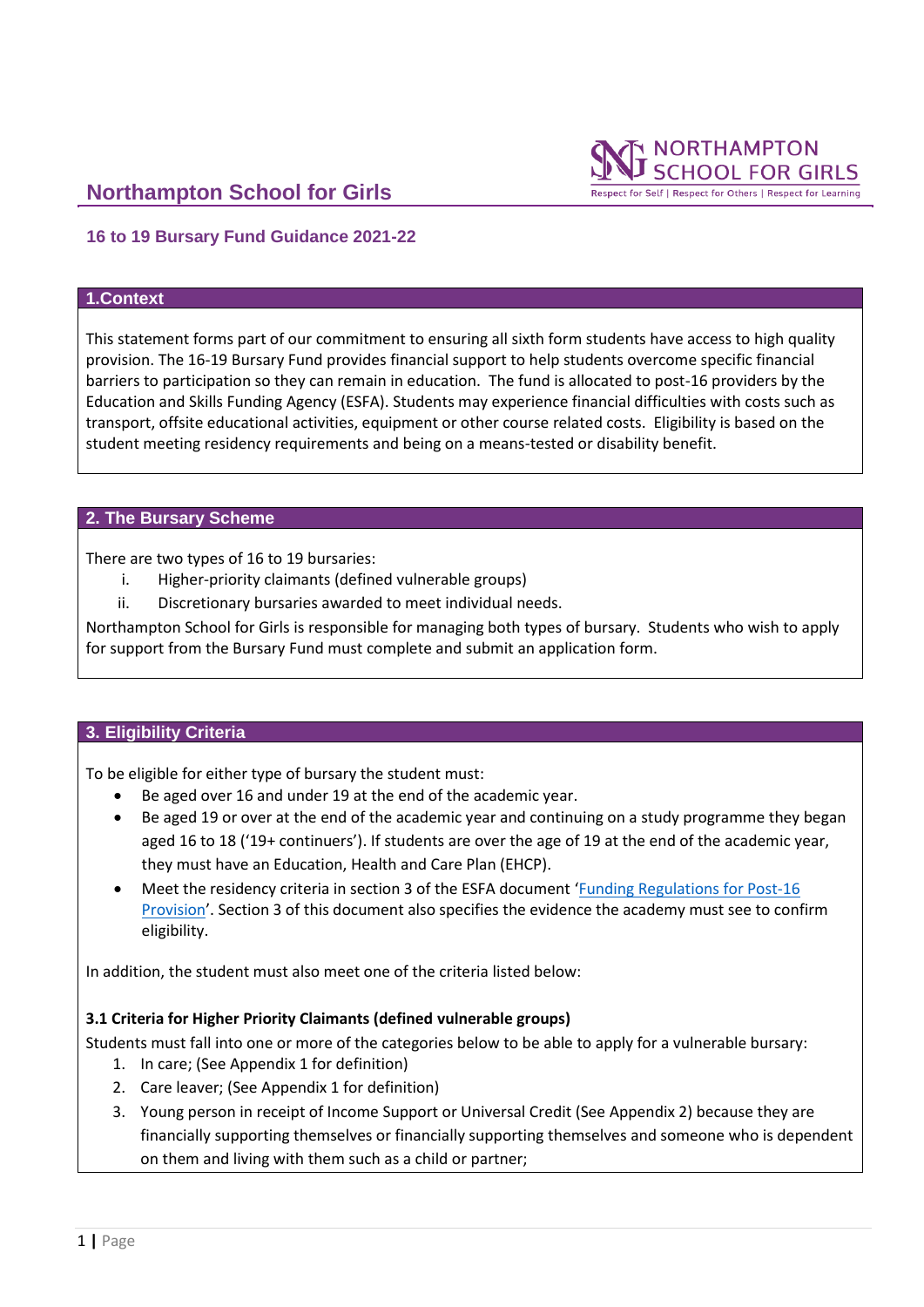# Northampton School for Girls

## 16 to 19 Bursary Fund Guidance 2021-22

### 1.Context

This statement forms part of our commitment to ensuring all sixth form students have access to high quality provision. The 16-19 Bursary Fund provides financial support to help students overcome specific financial barriers to participation so they can remain in education. The fund is allocated to post-16 providers by the Education and Skills Funding Agency (ESFA). Students may experience financial difficulties with costs such as transport, offsite educational activities, equipment or other course related costs. Eligibility is based on the student meeting residency requirements and being on a means-tested or disability benefit.

### 2. The Bursary Scheme

There are two types of 16 to 19 bursaries:

i. Higher-priority claimants (defined vulnerable groups)
ii. Discretionary bursaries awarded to meet individual needs.

Northampton School for Girls is responsible for managing both types of bursary. Students who wish to apply for support from the Bursary Fund must complete and submit an application form.

### 3. Eligibility Criteria

To be eligible for either type of bursary the student must:

- Be aged over 16 and under 19 at the end of the academic year.
- Be aged 19 or over at the end of the academic year and continuing on a study programme they began aged 16 to 18 ('19+ continuers'). If students are over the age of 19 at the end of the academic year, they must have an Education, Health and Care Plan (EHCP).
- Meet the residency criteria in section 3 of the ESFA document 'Funding Regulations for Post-16 Provision'. Section 3 of this document also specifies the evidence the academy must see to confirm eligibility.

In addition, the student must also meet one of the criteria listed below:

**3.1 Criteria for Higher Priority Claimants (defined vulnerable groups)**

Students must fall into one or more of the categories below to be able to apply for a vulnerable bursary:

1. In care; (See Appendix 1 for definition)
2. Care leaver; (See Appendix 1 for definition)
3. Young person in receipt of Income Support or Universal Credit (See Appendix 2) because they are financially supporting themselves or financially supporting themselves and someone who is dependent on them and living with them such as a child or partner;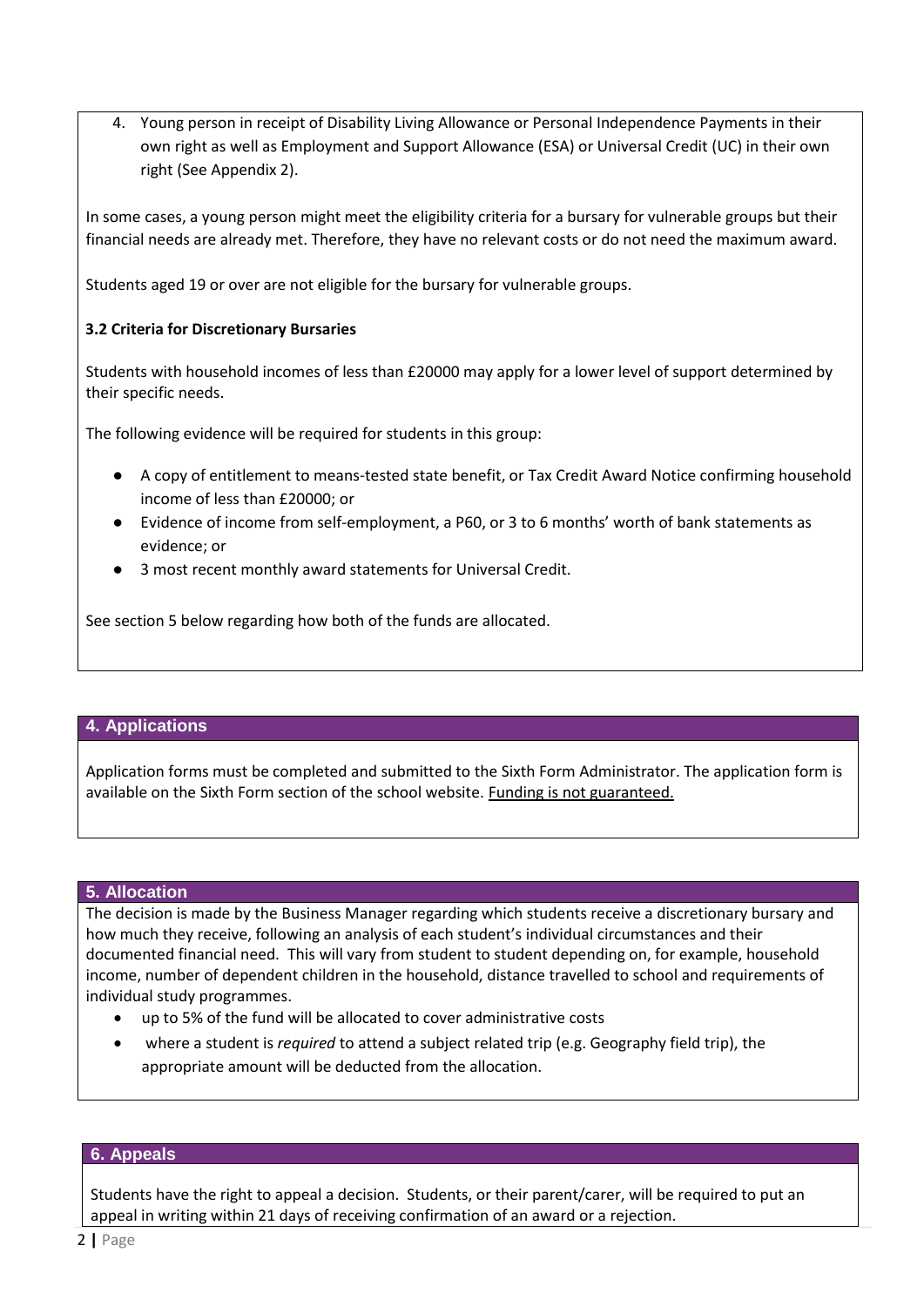4. Young person in receipt of Disability Living Allowance or Personal Independence Payments in their own right as well as Employment and Support Allowance (ESA) or Universal Credit (UC) in their own right (See Appendix 2).

In some cases, a young person might meet the eligibility criteria for a bursary for vulnerable groups but their financial needs are already met. Therefore, they have no relevant costs or do not need the maximum award.

Students aged 19 or over are not eligible for the bursary for vulnerable groups.

**3.2 Criteria for Discretionary Bursaries**

Students with household incomes of less than £20000 may apply for a lower level of support determined by their specific needs.

The following evidence will be required for students in this group:

- A copy of entitlement to means-tested state benefit, or Tax Credit Award Notice confirming household income of less than £20000; or
- Evidence of income from self-employment, a P60, or 3 to 6 months' worth of bank statements as evidence; or
- 3 most recent monthly award statements for Universal Credit.

See section 5 below regarding how both of the funds are allocated.

## 4. Applications

Application forms must be completed and submitted to the Sixth Form Administrator. The application form is available on the Sixth Form section of the school website. Funding is not guaranteed.

## 5. Allocation

The decision is made by the Business Manager regarding which students receive a discretionary bursary and how much they receive, following an analysis of each student's individual circumstances and their documented financial need. This will vary from student to student depending on, for example, household income, number of dependent children in the household, distance travelled to school and requirements of individual study programmes.

- up to 5% of the fund will be allocated to cover administrative costs
- where a student is *required* to attend a subject related trip (e.g. Geography field trip), the appropriate amount will be deducted from the allocation.

## 6. Appeals

Students have the right to appeal a decision. Students, or their parent/carer, will be required to put an appeal in writing within 21 days of receiving confirmation of an award or a rejection.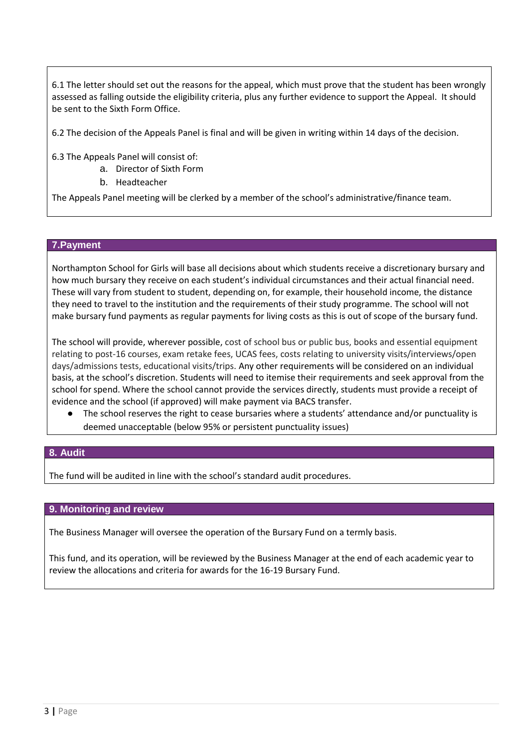6.1 The letter should set out the reasons for the appeal, which must prove that the student has been wrongly assessed as falling outside the eligibility criteria, plus any further evidence to support the Appeal. It should be sent to the Sixth Form Office.

6.2 The decision of the Appeals Panel is final and will be given in writing within 14 days of the decision.

6.3 The Appeals Panel will consist of:

a. Director of Sixth Form
b. Headteacher

The Appeals Panel meeting will be clerked by a member of the school's administrative/finance team.

## 7.Payment

Northampton School for Girls will base all decisions about which students receive a discretionary bursary and how much bursary they receive on each student's individual circumstances and their actual financial need. These will vary from student to student, depending on, for example, their household income, the distance they need to travel to the institution and the requirements of their study programme. The school will not make bursary fund payments as regular payments for living costs as this is out of scope of the bursary fund.

The school will provide, wherever possible, cost of school bus or public bus, books and essential equipment relating to post-16 courses, exam retake fees, UCAS fees, costs relating to university visits/interviews/open days/admissions tests, educational visits/trips. Any other requirements will be considered on an individual basis, at the school's discretion. Students will need to itemise their requirements and seek approval from the school for spend. Where the school cannot provide the services directly, students must provide a receipt of evidence and the school (if approved) will make payment via BACS transfer.

- The school reserves the right to cease bursaries where a students' attendance and/or punctuality is deemed unacceptable (below 95% or persistent punctuality issues)

## 8. Audit

The fund will be audited in line with the school's standard audit procedures.

## 9. Monitoring and review

The Business Manager will oversee the operation of the Bursary Fund on a termly basis.

This fund, and its operation, will be reviewed by the Business Manager at the end of each academic year to review the allocations and criteria for awards for the 16-19 Bursary Fund.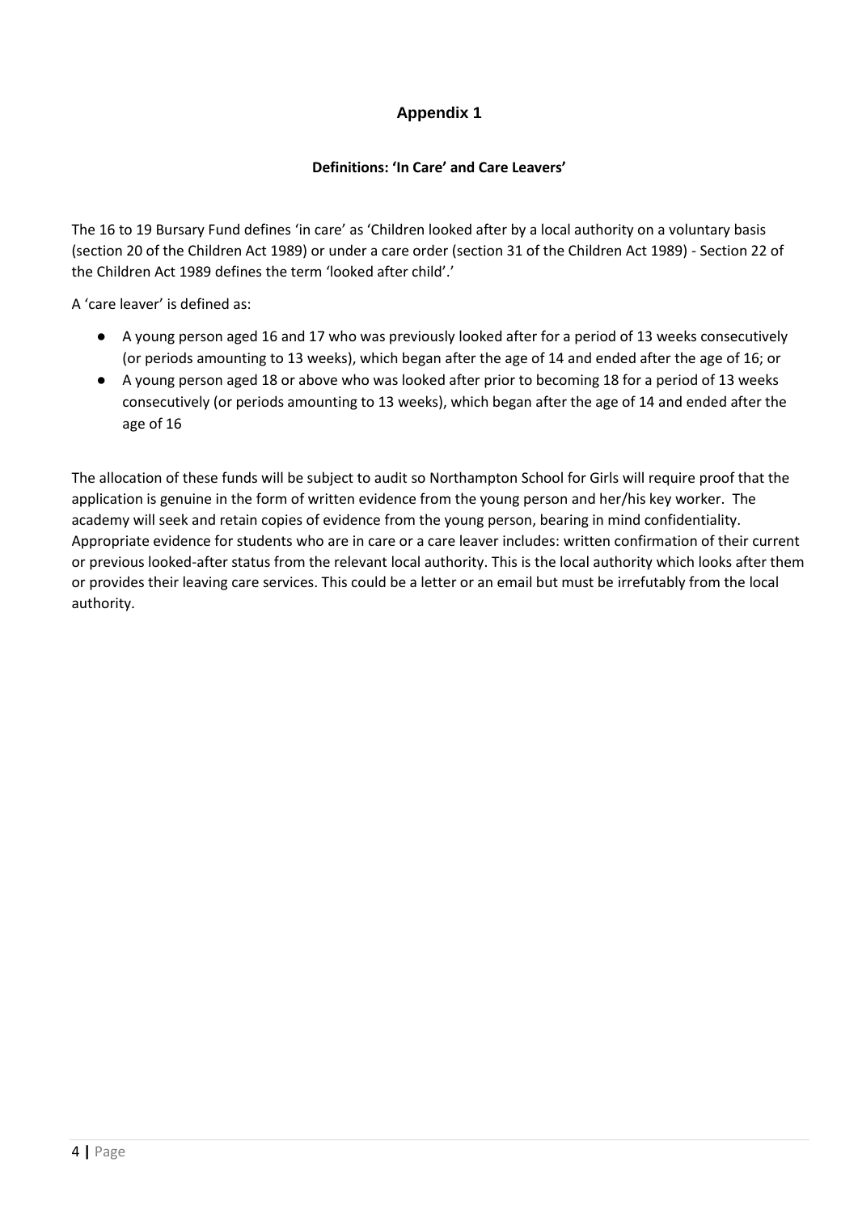## Appendix 1

### Definitions: 'In Care' and Care Leavers'

The 16 to 19 Bursary Fund defines 'in care' as 'Children looked after by a local authority on a voluntary basis (section 20 of the Children Act 1989) or under a care order (section 31 of the Children Act 1989) - Section 22 of the Children Act 1989 defines the term 'looked after child'.'

A 'care leaver' is defined as:

- A young person aged 16 and 17 who was previously looked after for a period of 13 weeks consecutively (or periods amounting to 13 weeks), which began after the age of 14 and ended after the age of 16; or
- A young person aged 18 or above who was looked after prior to becoming 18 for a period of 13 weeks consecutively (or periods amounting to 13 weeks), which began after the age of 14 and ended after the age of 16

The allocation of these funds will be subject to audit so Northampton School for Girls will require proof that the application is genuine in the form of written evidence from the young person and her/his key worker. The academy will seek and retain copies of evidence from the young person, bearing in mind confidentiality. Appropriate evidence for students who are in care or a care leaver includes: written confirmation of their current or previous looked-after status from the relevant local authority. This is the local authority which looks after them or provides their leaving care services. This could be a letter or an email but must be irrefutably from the local authority.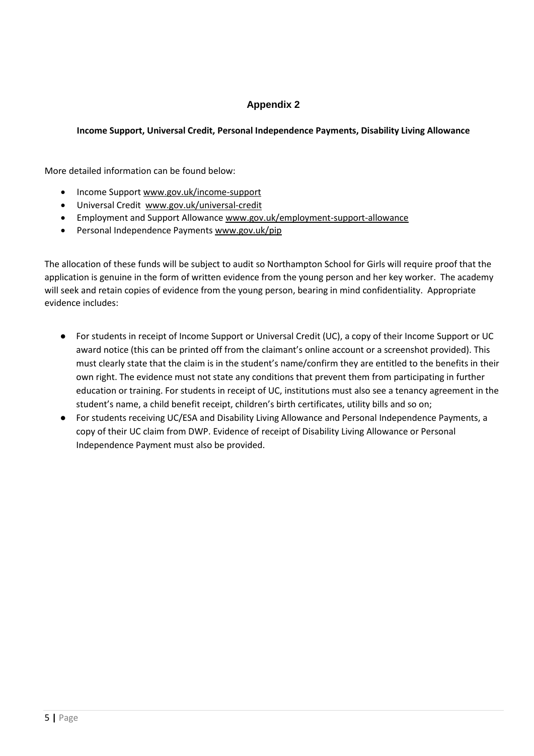## Appendix 2

**Income Support, Universal Credit, Personal Independence Payments, Disability Living Allowance**

More detailed information can be found below:

- Income Support www.gov.uk/income-support
- Universal Credit www.gov.uk/universal-credit
- Employment and Support Allowance www.gov.uk/employment-support-allowance
- Personal Independence Payments www.gov.uk/pip

The allocation of these funds will be subject to audit so Northampton School for Girls will require proof that the application is genuine in the form of written evidence from the young person and her key worker. The academy will seek and retain copies of evidence from the young person, bearing in mind confidentiality. Appropriate evidence includes:

- For students in receipt of Income Support or Universal Credit (UC), a copy of their Income Support or UC award notice (this can be printed off from the claimant's online account or a screenshot provided). This must clearly state that the claim is in the student's name/confirm they are entitled to the benefits in their own right. The evidence must not state any conditions that prevent them from participating in further education or training. For students in receipt of UC, institutions must also see a tenancy agreement in the student's name, a child benefit receipt, children's birth certificates, utility bills and so on;
- For students receiving UC/ESA and Disability Living Allowance and Personal Independence Payments, a copy of their UC claim from DWP. Evidence of receipt of Disability Living Allowance or Personal Independence Payment must also be provided.